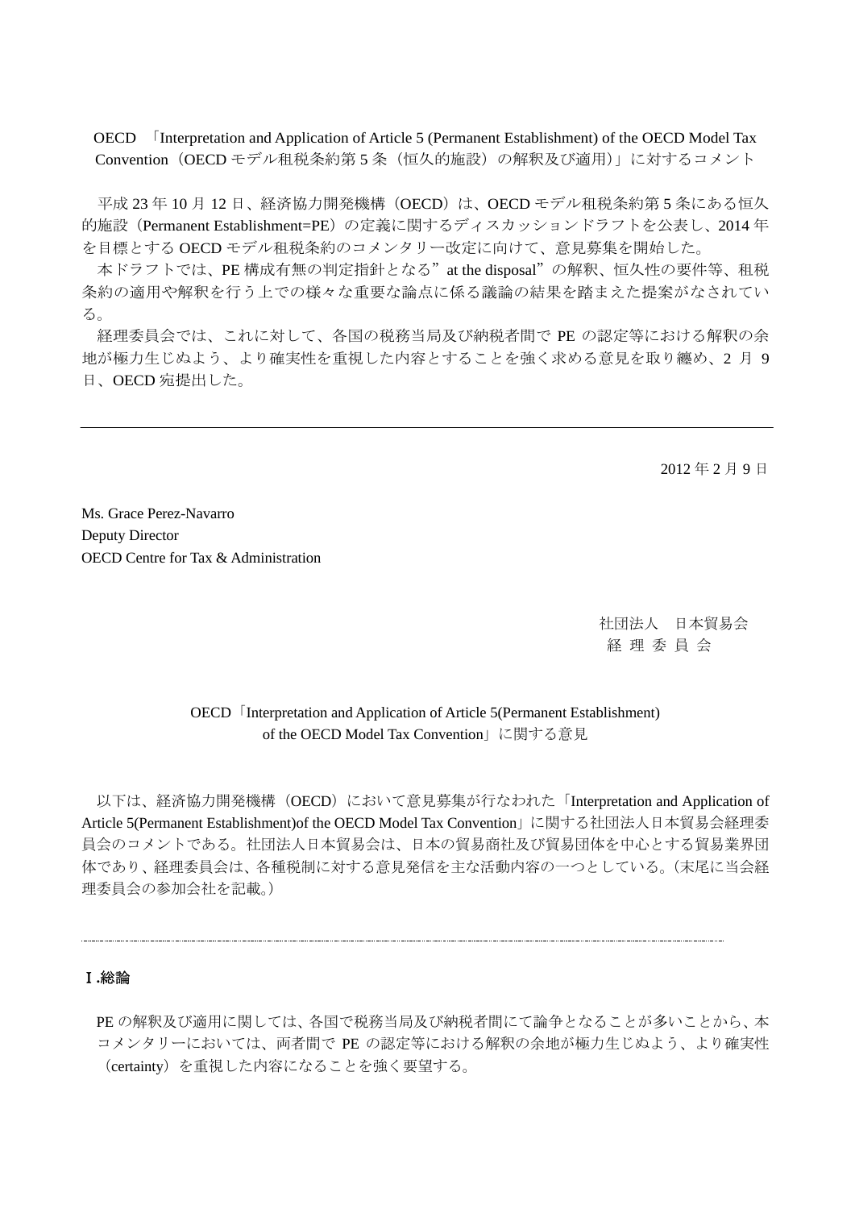OECD 「Interpretation and Application of Article 5 (Permanent Establishment) of the OECD Model Tax Convention（OECD モデル租税条約第 5 条（恒久的施設）の解釈及び適用)」に対するコメント

平成 23 年 10 月 12 日、経済協力開発機構（OECD）は、OECD モデル租税条約第 5 条にある恒久的施設（Permanent Establishment=PE）の定義に関するディスカッションドラフトを公表し、2014 年を目標とする OECD モデル租税条約のコメンタリー改定に向けて、意見募集を開始した。

本ドラフトでは、PE 構成有無の判定指針となる”at the disposal”の解釈、恒久性の要件等、租税条約の適用や解釈を行う上での様々な重要な論点に係る議論の結果を踏まえた提案がなされている。

経理委員会では、これに対して、各国の税務当局及び納税者間で PE の認定等における解釈の余地が極力生じぬよう、より確実性を重視した内容とすることを強く求める意見を取り纏め、2 月 9 日、OECD 宛提出した。

---

2012 年 2 月 9 日

Ms. Grace Perez-Navarro
Deputy Director
OECD Centre for Tax & Administration

社団法人　日本貿易会
経 理 委 員 会

OECD「Interpretation and Application of Article 5(Permanent Establishment) of the OECD Model Tax Convention」に関する意見

以下は、経済協力開発機構（OECD）において意見募集が行なわれた「Interpretation and Application of Article 5(Permanent Establishment)of the OECD Model Tax Convention」に関する社団法人日本貿易会経理委員会のコメントである。社団法人日本貿易会は、日本の貿易商社及び貿易団体を中心とする貿易業界団体であり、経理委員会は、各種税制に対する意見発信を主な活動内容の一つとしている。(末尾に当会経理委員会の参加会社を記載。)

---

## Ⅰ.総論

PE の解釈及び適用に関しては、各国で税務当局及び納税者間にて論争となることが多いことから、本コメンタリーにおいては、両者間で PE の認定等における解釈の余地が極力生じぬよう、より確実性（certainty）を重視した内容になることを強く要望する。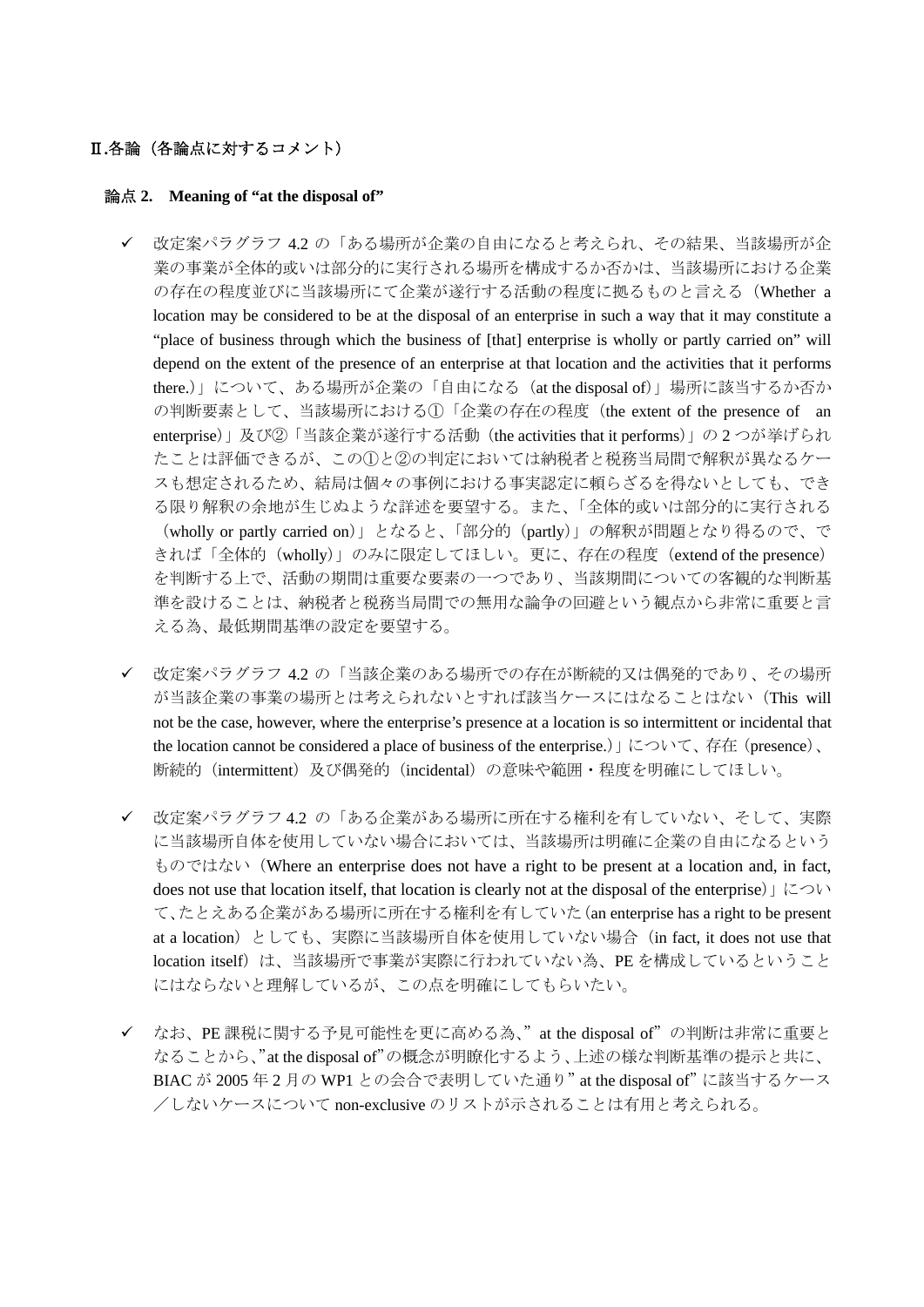## Ⅱ.各論（各論点に対するコメント）

### 論点 2. Meaning of “at the disposal of”

- ✓ 改定案パラグラフ 4.2 の「ある場所が企業の自由になると考えられ、その結果、当該場所が企業の事業が全体的或いは部分的に実行される場所を構成するか否かは、当該場所における企業の存在の程度並びに当該場所にて企業が遂行する活動の程度に拠るものと言える（Whether a location may be considered to be at the disposal of an enterprise in such a way that it may constitute a “place of business through which the business of [that] enterprise is wholly or partly carried on” will depend on the extent of the presence of an enterprise at that location and the activities that it performs there.）」について、ある場所が企業の「自由になる（at the disposal of）」場所に該当するか否かの判断要素として、当該場所における①「企業の存在の程度（the extent of the presence of an enterprise）」及び②「当該企業が遂行する活動（the activities that it performs）」の 2 つが挙げられたことは評価できるが、この①と②の判定においては納税者と税務当局間で解釈が異なるケースも想定されるため、結局は個々の事例における事実認定に頼らざるを得ないとしても、できる限り解釈の余地が生じぬような詳述を要望する。また、「全体的或いは部分的に実行される（wholly or partly carried on）」となると、「部分的（partly）」の解釈が問題となり得るので、できれば「全体的（wholly）」のみに限定してほしい。更に、存在の程度（extend of the presence）を判断する上で、活動の期間は重要な要素の一つであり、当該期間についての客観的な判断基準を設けることは、納税者と税務当局間での無用な論争の回避という観点から非常に重要と言える為、最低期間基準の設定を要望する。

- ✓ 改定案パラグラフ 4.2 の「当該企業のある場所での存在が断続的又は偶発的であり、その場所が当該企業の事業の場所とは考えられないとすれば該当ケースにはなることはない（This will not be the case, however, where the enterprise’s presence at a location is so intermittent or incidental that the location cannot be considered a place of business of the enterprise.）」について、存在（presence）、断続的（intermittent）及び偶発的（incidental）の意味や範囲・程度を明確にしてほしい。

- ✓ 改定案パラグラフ 4.2 の「ある企業がある場所に所在する権利を有していない、そして、実際に当該場所自体を使用していない場合においては、当該場所は明確に企業の自由になるというものではない（Where an enterprise does not have a right to be present at a location and, in fact, does not use that location itself, that location is clearly not at the disposal of the enterprise）」について、たとえある企業がある場所に所在する権利を有していた（an enterprise has a right to be present at a location）としても、実際に当該場所自体を使用していない場合（in fact, it does not use that location itself）は、当該場所で事業が実際に行われていない為、PE を構成しているということにはならないと理解しているが、この点を明確にしてもらいたい。

- ✓ なお、PE 課税に関する予見可能性を更に高める為、”at the disposal of”の判断は非常に重要となることから、”at the disposal of”の概念が明瞭化するよう、上述の様な判断基準の提示と共に、BIAC が 2005 年 2 月の WP1 との会合で表明していた通り”at the disposal of”に該当するケース／しないケースについて non-exclusive のリストが示されることは有用と考えられる。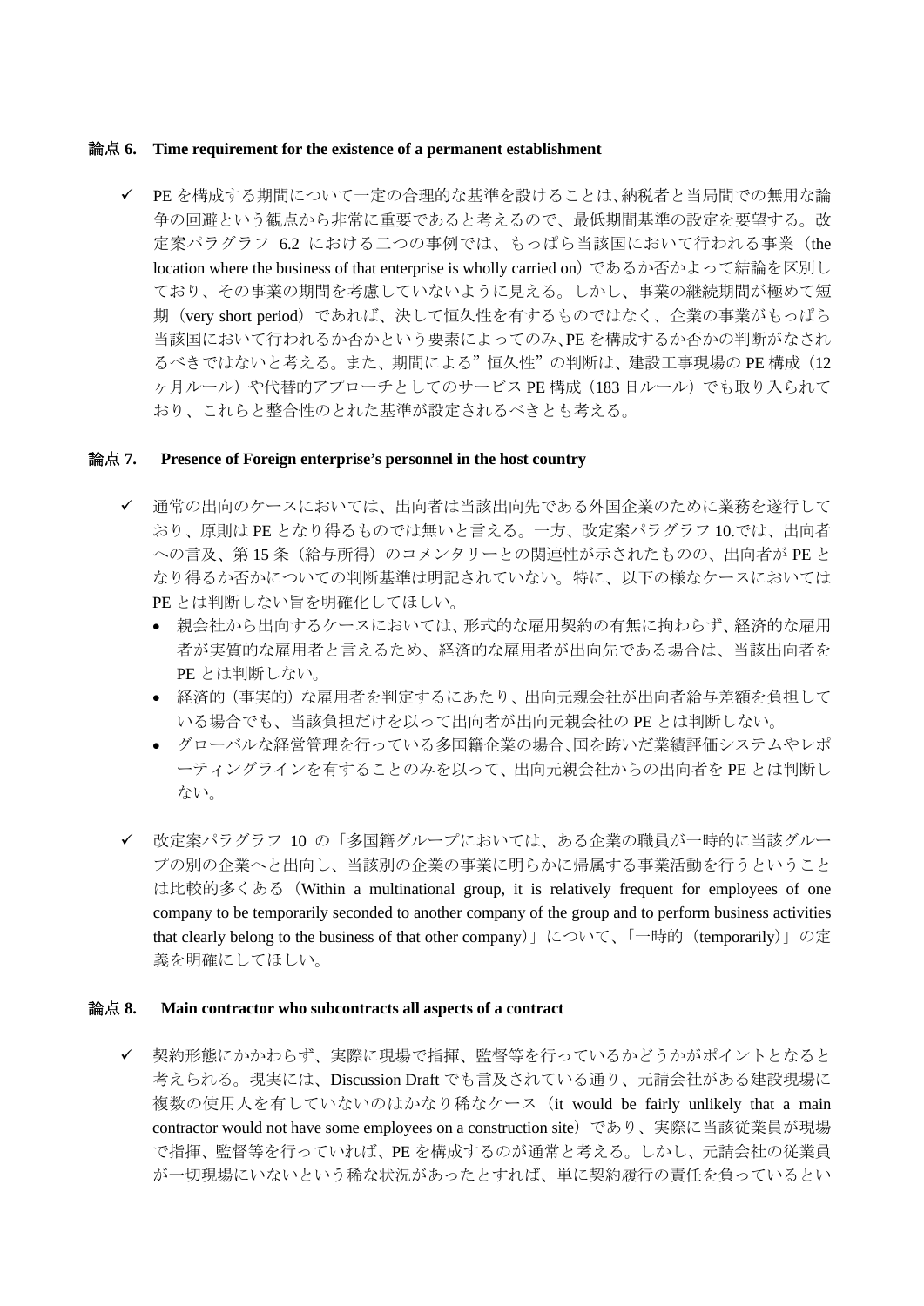**論点 6. Time requirement for the existence of a permanent establishment**

- ✓ PE を構成する期間について一定の合理的な基準を設けることは、納税者と当局間での無用な論争の回避という観点から非常に重要であると考えるので、最低期間基準の設定を要望する。改定案パラグラフ 6.2 における二つの事例では、もっぱら当該国において行われる事業（the location where the business of that enterprise is wholly carried on）であるか否かよって結論を区別しており、その事業の期間を考慮していないように見える。しかし、事業の継続期間が極めて短期（very short period）であれば、決して恒久性を有するものではなく、企業の事業がもっぱら当該国において行われるか否かという要素によってのみ、PE を構成するか否かの判断がなされるべきではないと考える。また、期間による"恒久性"の判断は、建設工事現場の PE 構成（12ヶ月ルール）や代替的アプローチとしてのサービス PE 構成（183 日ルール）でも取り入られており、これらと整合性のとれた基準が設定されるべきとも考える。

**論点 7. Presence of Foreign enterprise's personnel in the host country**

- ✓ 通常の出向のケースにおいては、出向者は当該出向先である外国企業のために業務を遂行しており、原則は PE となり得るものでは無いと言える。一方、改定案パラグラフ 10.では、出向者への言及、第 15 条（給与所得）のコメンタリーとの関連性が示されたものの、出向者が PE となり得るか否かについての判断基準は明記されていない。特に、以下の様なケースにおいては PE とは判断しない旨を明確化してほしい。
  - 親会社から出向するケースにおいては、形式的な雇用契約の有無に拘わらず、経済的な雇用者が実質的な雇用者と言えるため、経済的な雇用者が出向先である場合は、当該出向者を PE とは判断しない。
  - 経済的（事実的）な雇用者を判定するにあたり、出向元親会社が出向者給与差額を負担している場合でも、当該負担だけを以って出向者が出向元親会社の PE とは判断しない。
  - グローバルな経営管理を行っている多国籍企業の場合､国を跨いだ業績評価システムやレポーティングラインを有することのみを以って、出向元親会社からの出向者を PE とは判断しない。

- ✓ 改定案パラグラフ 10 の「多国籍グループにおいては、ある企業の職員が一時的に当該グループの別の企業へと出向し、当該別の企業の事業に明らかに帰属する事業活動を行うということは比較的多くある（Within a multinational group, it is relatively frequent for employees of one company to be temporarily seconded to another company of the group and to perform business activities that clearly belong to the business of that other company）」について、「一時的（temporarily）」の定義を明確にしてほしい。

**論点 8. Main contractor who subcontracts all aspects of a contract**

- ✓ 契約形態にかかわらず、実際に現場で指揮、監督等を行っているかどうかがポイントとなると考えられる。現実には、Discussion Draft でも言及されている通り、元請会社がある建設現場に複数の使用人を有していないのはかなり稀なケース（it would be fairly unlikely that a main contractor would not have some employees on a construction site）であり、実際に当該従業員が現場で指揮、監督等を行っていれば、PE を構成するのが通常と考える。しかし、元請会社の従業員が一切現場にいないという稀な状況があったとすれば、単に契約履行の責任を負っているとい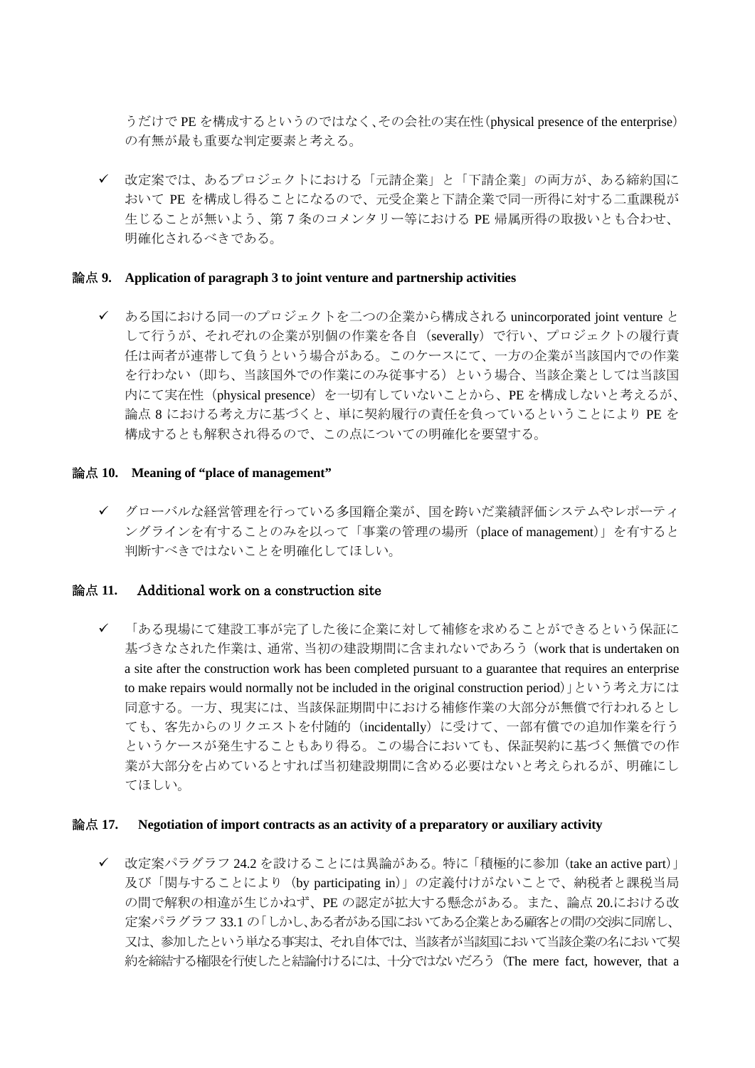うだけで PE を構成するというのではなく、その会社の実在性（physical presence of the enterprise）の有無が最も重要な判定要素と考える。

- ✓ 改定案では、あるプロジェクトにおける「元請企業」と「下請企業」の両方が、ある締約国において PE を構成し得ることになるので、元受企業と下請企業で同一所得に対する二重課税が生じることが無いよう、第 7 条のコメンタリー等における PE 帰属所得の取扱いとも合わせ、明確化されるべきである。

## 論点 9. Application of paragraph 3 to joint venture and partnership activities

- ✓ ある国における同一のプロジェクトを二つの企業から構成される unincorporated joint venture として行うが、それぞれの企業が別個の作業を各自（severally）で行い、プロジェクトの履行責任は両者が連帯して負うという場合がある。このケースにて、一方の企業が当該国内での作業を行わない（即ち、当該国外での作業にのみ従事する）という場合、当該企業としては当該国内にて実在性（physical presence）を一切有していないことから、PE を構成しないと考えるが、論点 8 における考え方に基づくと、単に契約履行の責任を負っているということにより PE を構成するとも解釈され得るので、この点についての明確化を要望する。

## 論点 10. Meaning of “place of management”

- ✓ グローバルな経営管理を行っている多国籍企業が、国を跨いだ業績評価システムやレポーティングラインを有することのみを以って「事業の管理の場所（place of management）」を有すると判断すべきではないことを明確化してほしい。

## 論点 11. Additional work on a construction site

- ✓ 「ある現場にて建設工事が完了した後に企業に対して補修を求めることができるという保証に基づきなされた作業は、通常、当初の建設期間に含まれないであろう（work that is undertaken on a site after the construction work has been completed pursuant to a guarantee that requires an enterprise to make repairs would normally not be included in the original construction period）」という考え方には同意する。一方、現実には、当該保証期間中における補修作業の大部分が無償で行われるとしても、客先からのリクエストを付随的（incidentally）に受けて、一部有償での追加作業を行うというケースが発生することもあり得る。この場合においても、保証契約に基づく無償での作業が大部分を占めているとすれば当初建設期間に含める必要はないと考えられるが、明確にしてほしい。

## 論点 17. Negotiation of import contracts as an activity of a preparatory or auxiliary activity

- ✓ 改定案パラグラフ 24.2 を設けることには異論がある。特に「積極的に参加（take an active part）」及び「関与することにより（by participating in）」の定義付けがないことで、納税者と課税当局の間で解釈の相違が生じかねず、PE の認定が拡大する懸念がある。また、論点 20.における改定案パラグラフ 33.1 の「しかし、ある者がある国においてある企業とある顧客との間の交渉に同席し、又は、参加したという単なる事実は、それ自体では、当該者が当該国において当該企業の名において契約を締結する権限を行使したと結論付けるには、十分ではないだろう（The mere fact, however, that a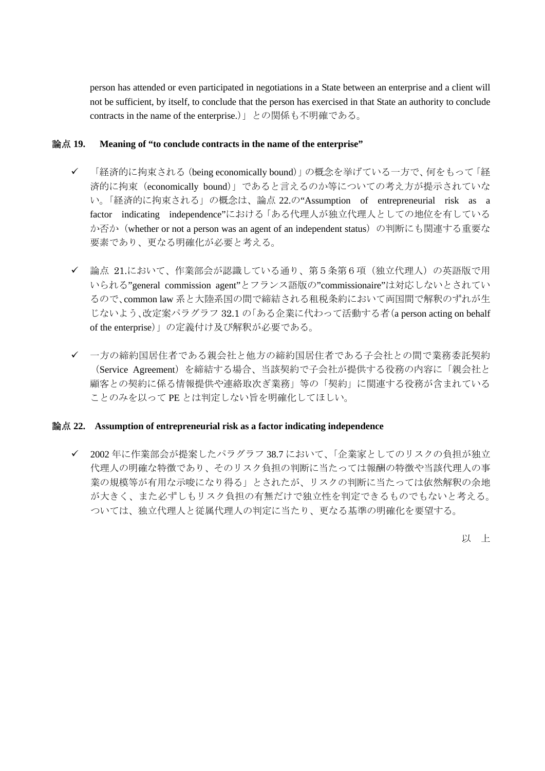person has attended or even participated in negotiations in a State between an enterprise and a client will not be sufficient, by itself, to conclude that the person has exercised in that State an authority to conclude contracts in the name of the enterprise.)」との関係も不明確である。

### 論点 19.　Meaning of “to conclude contracts in the name of the enterprise”

- ✓ 「経済的に拘束される（being economically bound）」の概念を挙げている一方で、何をもって「経済的に拘束（economically bound）」であると言えるのか等についての考え方が提示されていない。「経済的に拘束される」の概念は、論点 22.の“Assumption of entrepreneurial risk as a factor indicating independence”における「ある代理人が独立代理人としての地位を有しているか否か（whether or not a person was an agent of an independent status）の判断にも関連する重要な要素であり、更なる明確化が必要と考える。

- ✓ 論点 21.において、作業部会が認識している通り、第５条第６項（独立代理人）の英語版で用いられる”general commission agent”とフランス語版の”commissionaire”は対応しないとされているので、common law 系と大陸系国の間で締結される租税条約において両国間で解釈のずれが生じないよう、改定案パラグラフ 32.1 の「ある企業に代わって活動する者（a person acting on behalf of the enterprise）」の定義付け及び解釈が必要である。

- ✓ 一方の締約国居住者である親会社と他方の締約国居住者である子会社との間で業務委託契約（Service Agreement）を締結する場合、当該契約で子会社が提供する役務の内容に「親会社と顧客との契約に係る情報提供や連絡取次ぎ業務」等の「契約」に関連する役務が含まれていることのみを以って PE とは判定しない旨を明確化してほしい。

### 論点 22.　Assumption of entrepreneurial risk as a factor indicating independence

- ✓ 2002 年に作業部会が提案したパラグラフ 38.7 において、「企業家としてのリスクの負担が独立代理人の明確な特徴であり、そのリスク負担の判断に当たっては報酬の特徴や当該代理人の事業の規模等が有用な示唆になり得る」とされたが、リスクの判断に当たっては依然解釈の余地が大きく、また必ずしもリスク負担の有無だけで独立性を判定できるものでもないと考える。ついては、独立代理人と従属代理人の判定に当たり、更なる基準の明確化を要望する。

以　上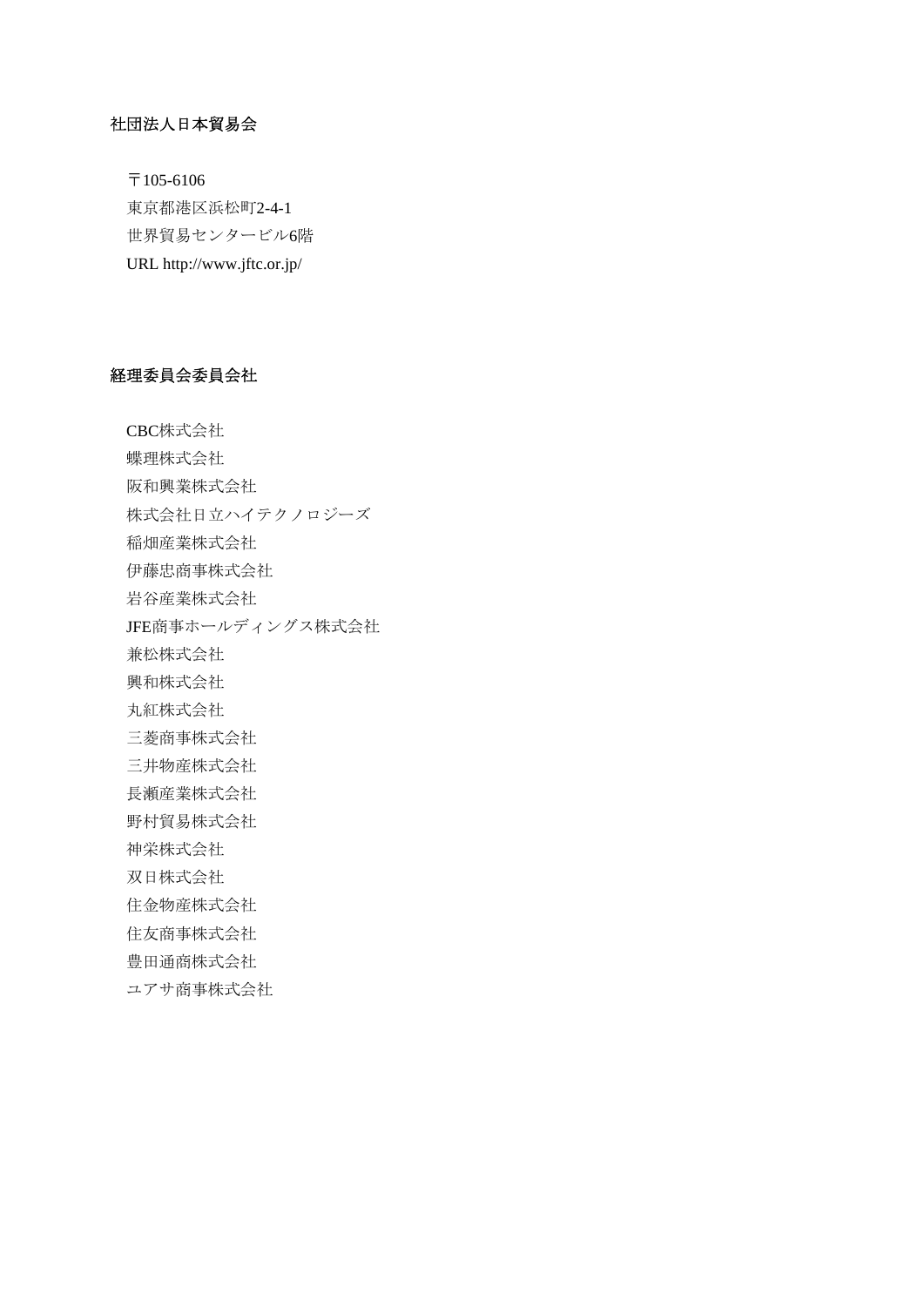## 社団法人日本貿易会

〒105-6106
東京都港区浜松町2-4-1
世界貿易センタービル6階
URL http://www.jftc.or.jp/

## 経理委員会委員会社

CBC株式会社
蝶理株式会社
阪和興業株式会社
株式会社日立ハイテクノロジーズ
稲畑産業株式会社
伊藤忠商事株式会社
岩谷産業株式会社
JFE商事ホールディングス株式会社
兼松株式会社
興和株式会社
丸紅株式会社
三菱商事株式会社
三井物産株式会社
長瀬産業株式会社
野村貿易株式会社
神栄株式会社
双日株式会社
住金物産株式会社
住友商事株式会社
豊田通商株式会社
ユアサ商事株式会社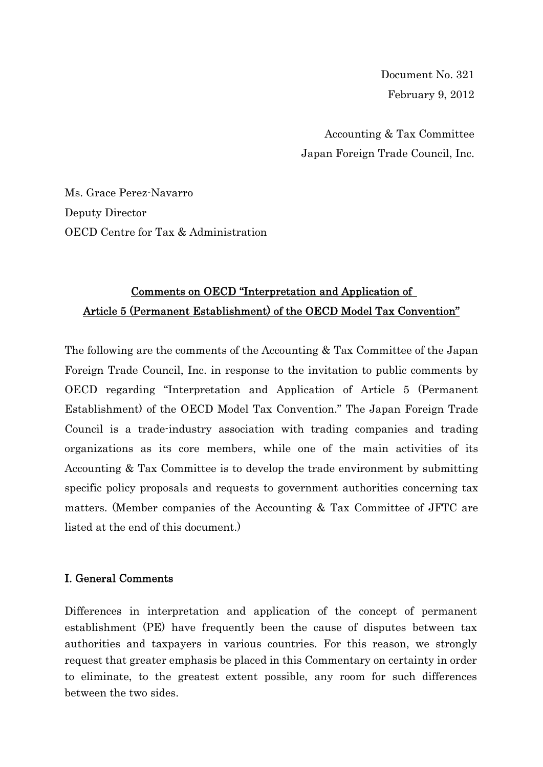Document No. 321
February 9, 2012

Accounting & Tax Committee
Japan Foreign Trade Council, Inc.

Ms. Grace Perez-Navarro
Deputy Director
OECD Centre for Tax & Administration

## Comments on OECD "Interpretation and Application of Article 5 (Permanent Establishment) of the OECD Model Tax Convention"

The following are the comments of the Accounting & Tax Committee of the Japan Foreign Trade Council, Inc. in response to the invitation to public comments by OECD regarding "Interpretation and Application of Article 5 (Permanent Establishment) of the OECD Model Tax Convention." The Japan Foreign Trade Council is a trade-industry association with trading companies and trading organizations as its core members, while one of the main activities of its Accounting & Tax Committee is to develop the trade environment by submitting specific policy proposals and requests to government authorities concerning tax matters. (Member companies of the Accounting & Tax Committee of JFTC are listed at the end of this document.)

### I. General Comments

Differences in interpretation and application of the concept of permanent establishment (PE) have frequently been the cause of disputes between tax authorities and taxpayers in various countries. For this reason, we strongly request that greater emphasis be placed in this Commentary on certainty in order to eliminate, to the greatest extent possible, any room for such differences between the two sides.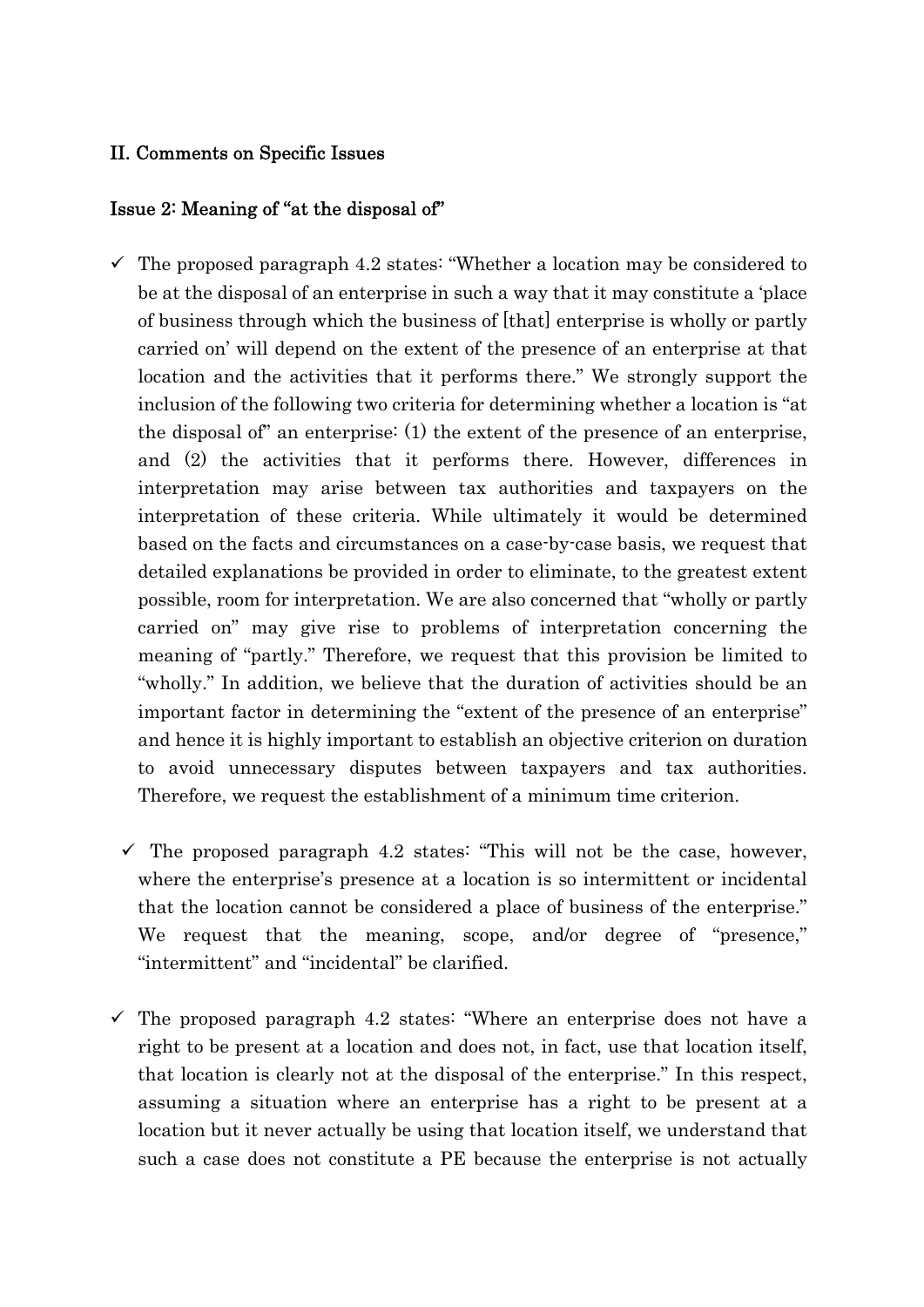## II. Comments on Specific Issues

### Issue 2: Meaning of "at the disposal of"

- ✓ The proposed paragraph 4.2 states: "Whether a location may be considered to be at the disposal of an enterprise in such a way that it may constitute a 'place of business through which the business of [that] enterprise is wholly or partly carried on' will depend on the extent of the presence of an enterprise at that location and the activities that it performs there." We strongly support the inclusion of the following two criteria for determining whether a location is "at the disposal of" an enterprise: (1) the extent of the presence of an enterprise, and (2) the activities that it performs there. However, differences in interpretation may arise between tax authorities and taxpayers on the interpretation of these criteria. While ultimately it would be determined based on the facts and circumstances on a case-by-case basis, we request that detailed explanations be provided in order to eliminate, to the greatest extent possible, room for interpretation. We are also concerned that "wholly or partly carried on" may give rise to problems of interpretation concerning the meaning of "partly." Therefore, we request that this provision be limited to "wholly." In addition, we believe that the duration of activities should be an important factor in determining the "extent of the presence of an enterprise" and hence it is highly important to establish an objective criterion on duration to avoid unnecessary disputes between taxpayers and tax authorities. Therefore, we request the establishment of a minimum time criterion.

- ✓ The proposed paragraph 4.2 states: "This will not be the case, however, where the enterprise's presence at a location is so intermittent or incidental that the location cannot be considered a place of business of the enterprise." We request that the meaning, scope, and/or degree of "presence," "intermittent" and "incidental" be clarified.

- ✓ The proposed paragraph 4.2 states: "Where an enterprise does not have a right to be present at a location and does not, in fact, use that location itself, that location is clearly not at the disposal of the enterprise." In this respect, assuming a situation where an enterprise has a right to be present at a location but it never actually be using that location itself, we understand that such a case does not constitute a PE because the enterprise is not actually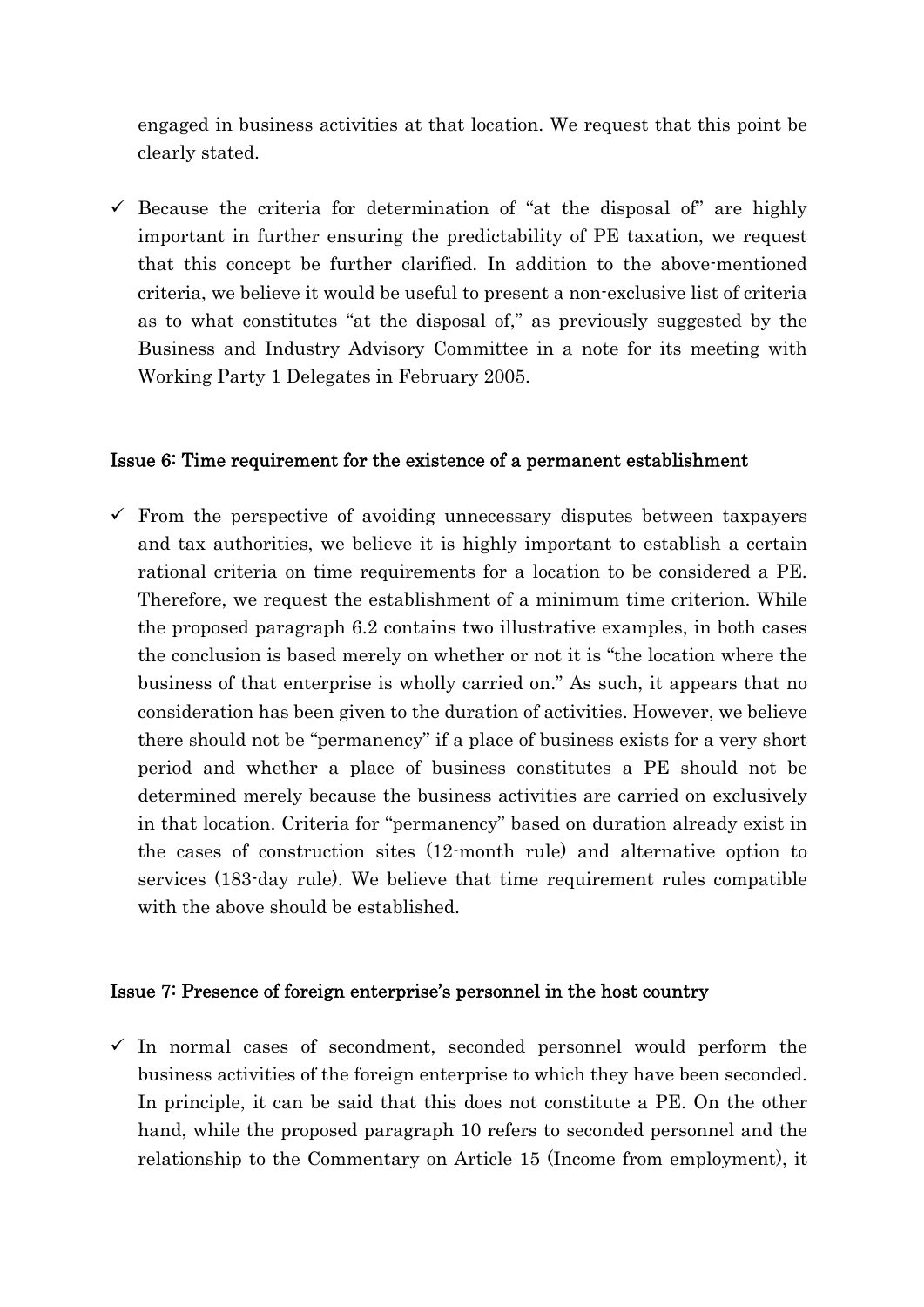engaged in business activities at that location. We request that this point be clearly stated.

- ✓ Because the criteria for determination of "at the disposal of" are highly important in further ensuring the predictability of PE taxation, we request that this concept be further clarified. In addition to the above-mentioned criteria, we believe it would be useful to present a non-exclusive list of criteria as to what constitutes "at the disposal of," as previously suggested by the Business and Industry Advisory Committee in a note for its meeting with Working Party 1 Delegates in February 2005.

### Issue 6: Time requirement for the existence of a permanent establishment

- ✓ From the perspective of avoiding unnecessary disputes between taxpayers and tax authorities, we believe it is highly important to establish a certain rational criteria on time requirements for a location to be considered a PE. Therefore, we request the establishment of a minimum time criterion. While the proposed paragraph 6.2 contains two illustrative examples, in both cases the conclusion is based merely on whether or not it is "the location where the business of that enterprise is wholly carried on." As such, it appears that no consideration has been given to the duration of activities. However, we believe there should not be "permanency" if a place of business exists for a very short period and whether a place of business constitutes a PE should not be determined merely because the business activities are carried on exclusively in that location. Criteria for "permanency" based on duration already exist in the cases of construction sites (12-month rule) and alternative option to services (183-day rule). We believe that time requirement rules compatible with the above should be established.

### Issue 7: Presence of foreign enterprise's personnel in the host country

- ✓ In normal cases of secondment, seconded personnel would perform the business activities of the foreign enterprise to which they have been seconded. In principle, it can be said that this does not constitute a PE. On the other hand, while the proposed paragraph 10 refers to seconded personnel and the relationship to the Commentary on Article 15 (Income from employment), it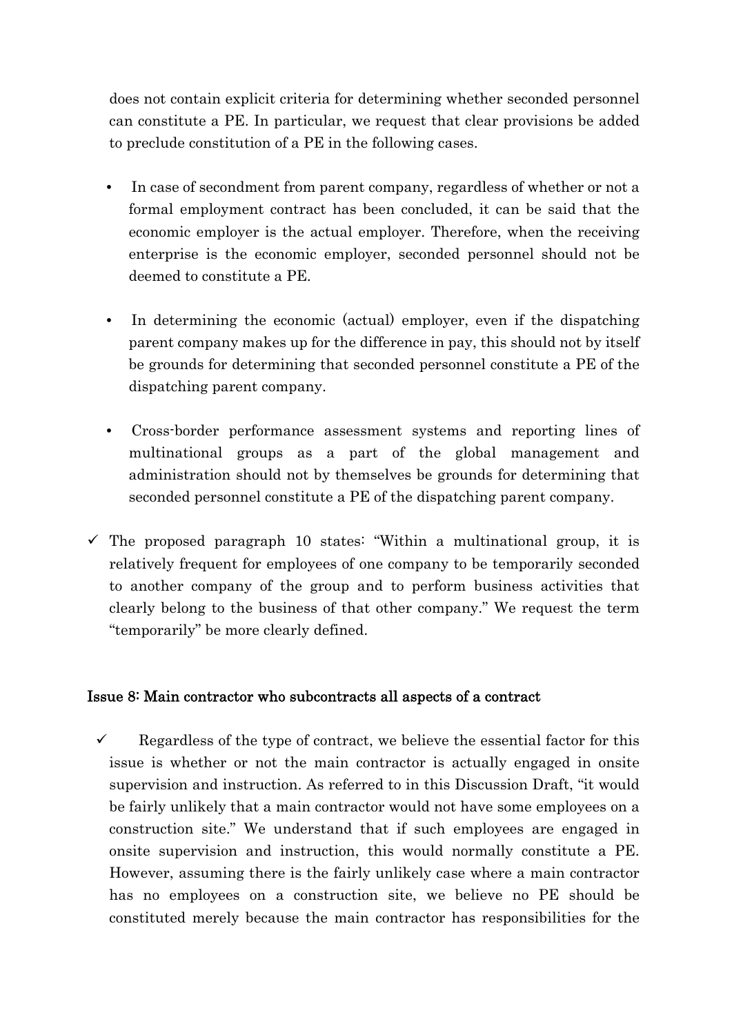does not contain explicit criteria for determining whether seconded personnel can constitute a PE. In particular, we request that clear provisions be added to preclude constitution of a PE in the following cases.

- In case of secondment from parent company, regardless of whether or not a formal employment contract has been concluded, it can be said that the economic employer is the actual employer. Therefore, when the receiving enterprise is the economic employer, seconded personnel should not be deemed to constitute a PE.

- In determining the economic (actual) employer, even if the dispatching parent company makes up for the difference in pay, this should not by itself be grounds for determining that seconded personnel constitute a PE of the dispatching parent company.

- Cross-border performance assessment systems and reporting lines of multinational groups as a part of the global management and administration should not by themselves be grounds for determining that seconded personnel constitute a PE of the dispatching parent company.

✓ The proposed paragraph 10 states: "Within a multinational group, it is relatively frequent for employees of one company to be temporarily seconded to another company of the group and to perform business activities that clearly belong to the business of that other company." We request the term "temporarily" be more clearly defined.

### Issue 8: Main contractor who subcontracts all aspects of a contract

✓ Regardless of the type of contract, we believe the essential factor for this issue is whether or not the main contractor is actually engaged in onsite supervision and instruction. As referred to in this Discussion Draft, "it would be fairly unlikely that a main contractor would not have some employees on a construction site." We understand that if such employees are engaged in onsite supervision and instruction, this would normally constitute a PE. However, assuming there is the fairly unlikely case where a main contractor has no employees on a construction site, we believe no PE should be constituted merely because the main contractor has responsibilities for the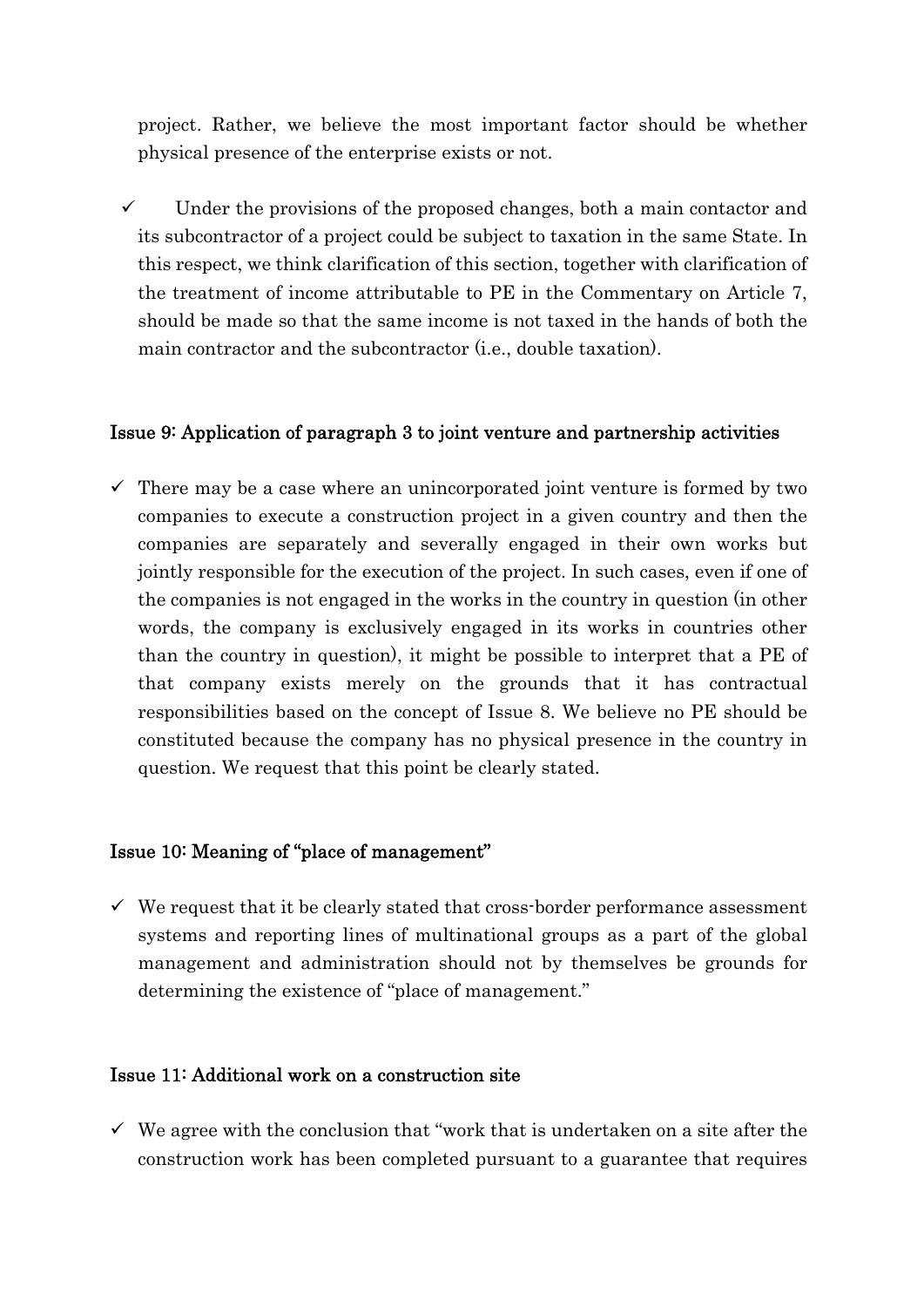project. Rather, we believe the most important factor should be whether physical presence of the enterprise exists or not.

- ✓ Under the provisions of the proposed changes, both a main contactor and its subcontractor of a project could be subject to taxation in the same State. In this respect, we think clarification of this section, together with clarification of the treatment of income attributable to PE in the Commentary on Article 7, should be made so that the same income is not taxed in the hands of both the main contractor and the subcontractor (i.e., double taxation).

### Issue 9: Application of paragraph 3 to joint venture and partnership activities

- ✓ There may be a case where an unincorporated joint venture is formed by two companies to execute a construction project in a given country and then the companies are separately and severally engaged in their own works but jointly responsible for the execution of the project. In such cases, even if one of the companies is not engaged in the works in the country in question (in other words, the company is exclusively engaged in its works in countries other than the country in question), it might be possible to interpret that a PE of that company exists merely on the grounds that it has contractual responsibilities based on the concept of Issue 8. We believe no PE should be constituted because the company has no physical presence in the country in question. We request that this point be clearly stated.

### Issue 10: Meaning of "place of management"

- ✓ We request that it be clearly stated that cross-border performance assessment systems and reporting lines of multinational groups as a part of the global management and administration should not by themselves be grounds for determining the existence of "place of management."

### Issue 11: Additional work on a construction site

- ✓ We agree with the conclusion that "work that is undertaken on a site after the construction work has been completed pursuant to a guarantee that requires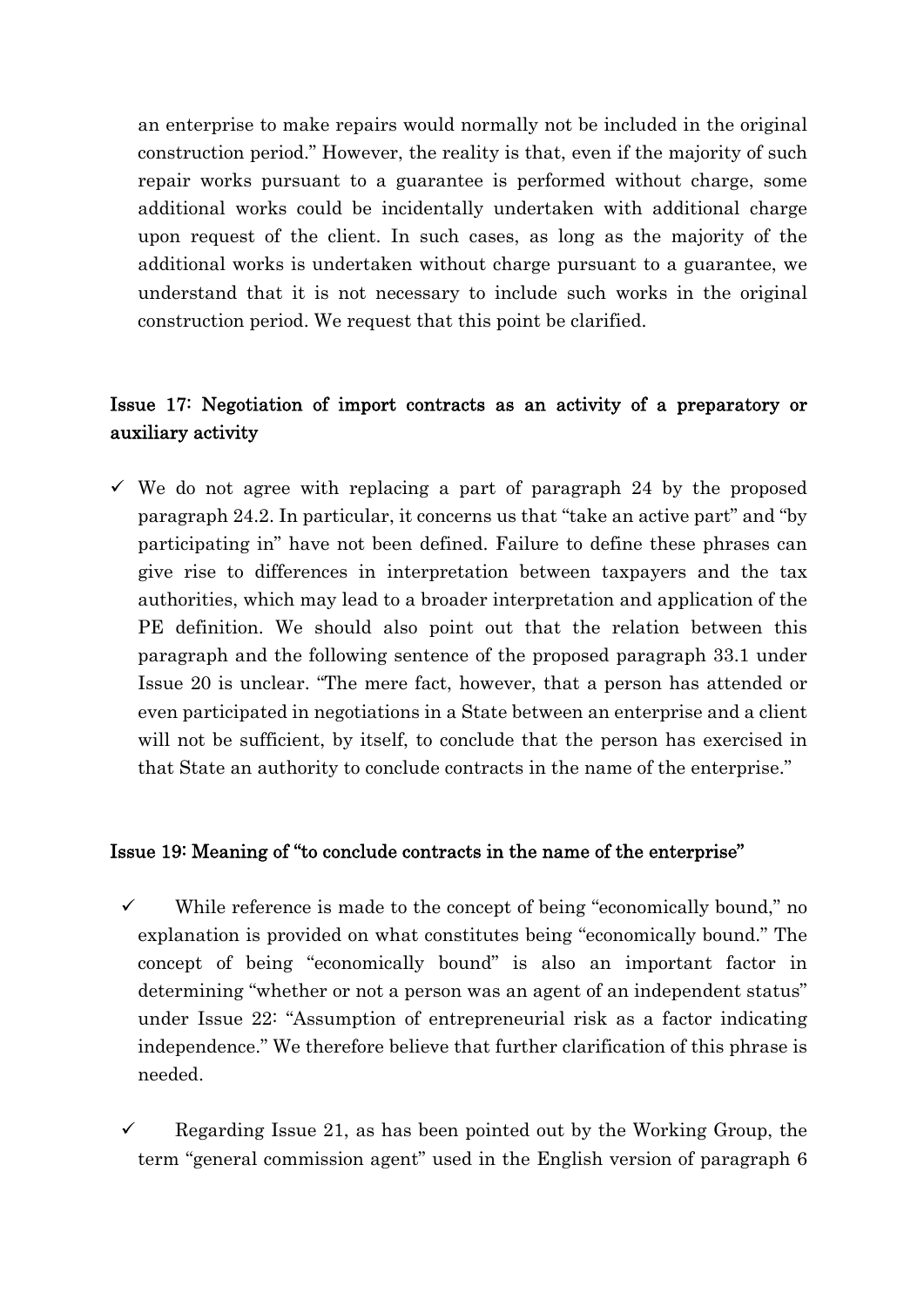an enterprise to make repairs would normally not be included in the original construction period." However, the reality is that, even if the majority of such repair works pursuant to a guarantee is performed without charge, some additional works could be incidentally undertaken with additional charge upon request of the client. In such cases, as long as the majority of the additional works is undertaken without charge pursuant to a guarantee, we understand that it is not necessary to include such works in the original construction period. We request that this point be clarified.

### Issue 17: Negotiation of import contracts as an activity of a preparatory or auxiliary activity

- ✓ We do not agree with replacing a part of paragraph 24 by the proposed paragraph 24.2. In particular, it concerns us that "take an active part" and "by participating in" have not been defined. Failure to define these phrases can give rise to differences in interpretation between taxpayers and the tax authorities, which may lead to a broader interpretation and application of the PE definition. We should also point out that the relation between this paragraph and the following sentence of the proposed paragraph 33.1 under Issue 20 is unclear. "The mere fact, however, that a person has attended or even participated in negotiations in a State between an enterprise and a client will not be sufficient, by itself, to conclude that the person has exercised in that State an authority to conclude contracts in the name of the enterprise."

### Issue 19: Meaning of "to conclude contracts in the name of the enterprise"

- ✓ While reference is made to the concept of being "economically bound," no explanation is provided on what constitutes being "economically bound." The concept of being "economically bound" is also an important factor in determining "whether or not a person was an agent of an independent status" under Issue 22: "Assumption of entrepreneurial risk as a factor indicating independence." We therefore believe that further clarification of this phrase is needed.
- ✓ Regarding Issue 21, as has been pointed out by the Working Group, the term "general commission agent" used in the English version of paragraph 6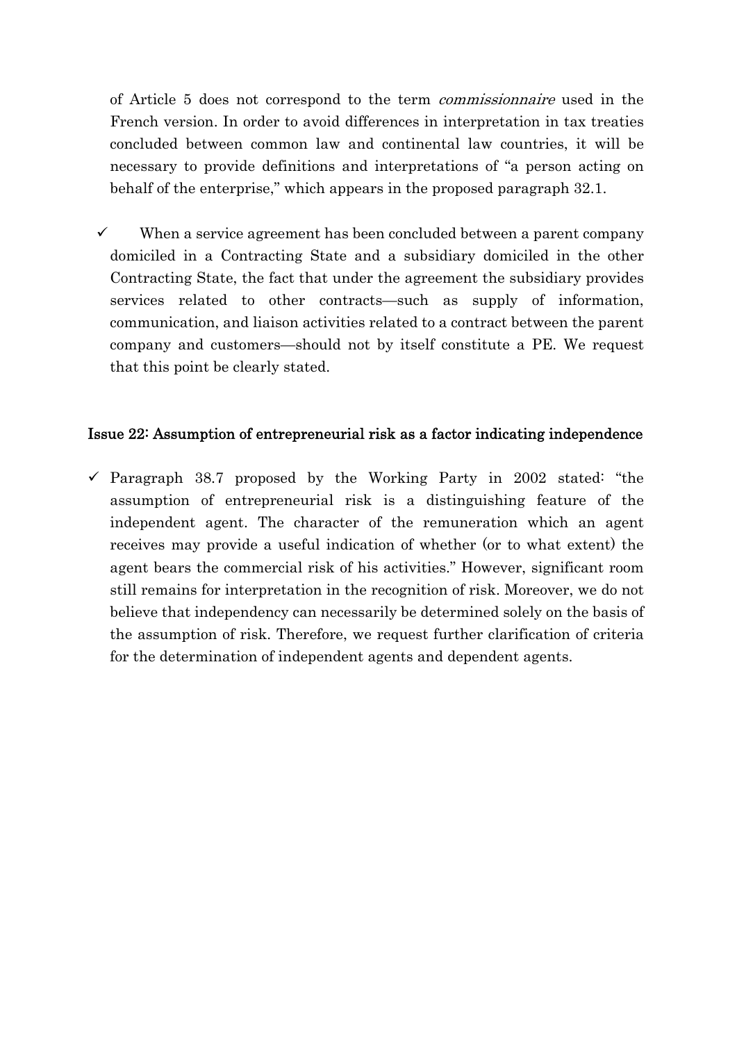of Article 5 does not correspond to the term *commissionnaire* used in the French version. In order to avoid differences in interpretation in tax treaties concluded between common law and continental law countries, it will be necessary to provide definitions and interpretations of "a person acting on behalf of the enterprise," which appears in the proposed paragraph 32.1.

- ✓ When a service agreement has been concluded between a parent company domiciled in a Contracting State and a subsidiary domiciled in the other Contracting State, the fact that under the agreement the subsidiary provides services related to other contracts—such as supply of information, communication, and liaison activities related to a contract between the parent company and customers—should not by itself constitute a PE. We request that this point be clearly stated.

## Issue 22: Assumption of entrepreneurial risk as a factor indicating independence

- ✓ Paragraph 38.7 proposed by the Working Party in 2002 stated: "the assumption of entrepreneurial risk is a distinguishing feature of the independent agent. The character of the remuneration which an agent receives may provide a useful indication of whether (or to what extent) the agent bears the commercial risk of his activities." However, significant room still remains for interpretation in the recognition of risk. Moreover, we do not believe that independency can necessarily be determined solely on the basis of the assumption of risk. Therefore, we request further clarification of criteria for the determination of independent agents and dependent agents.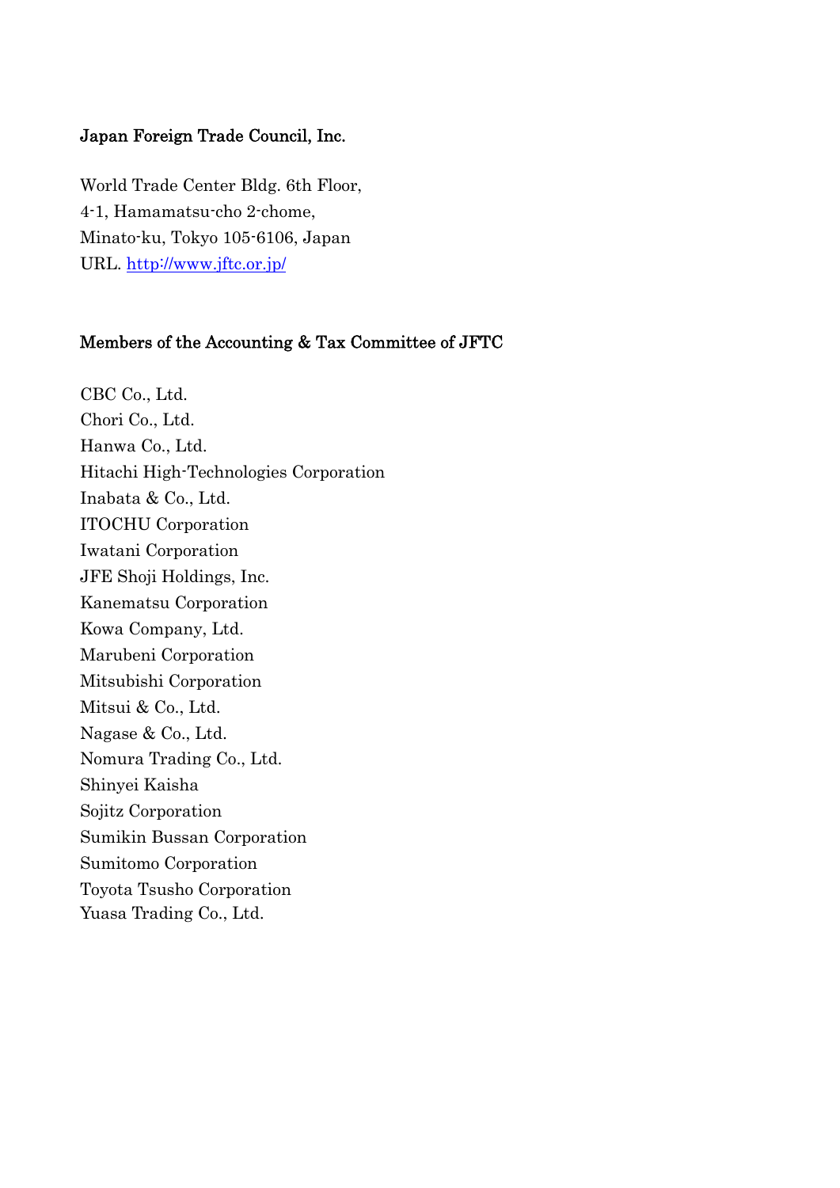**Japan Foreign Trade Council, Inc.**

World Trade Center Bldg. 6th Floor,
4-1, Hamamatsu-cho 2-chome,
Minato-ku, Tokyo 105-6106, Japan
URL. http://www.jftc.or.jp/

**Members of the Accounting & Tax Committee of JFTC**

CBC Co., Ltd.
Chori Co., Ltd.
Hanwa Co., Ltd.
Hitachi High-Technologies Corporation
Inabata & Co., Ltd.
ITOCHU Corporation
Iwatani Corporation
JFE Shoji Holdings, Inc.
Kanematsu Corporation
Kowa Company, Ltd.
Marubeni Corporation
Mitsubishi Corporation
Mitsui & Co., Ltd.
Nagase & Co., Ltd.
Nomura Trading Co., Ltd.
Shinyei Kaisha
Sojitz Corporation
Sumikin Bussan Corporation
Sumitomo Corporation
Toyota Tsusho Corporation
Yuasa Trading Co., Ltd.